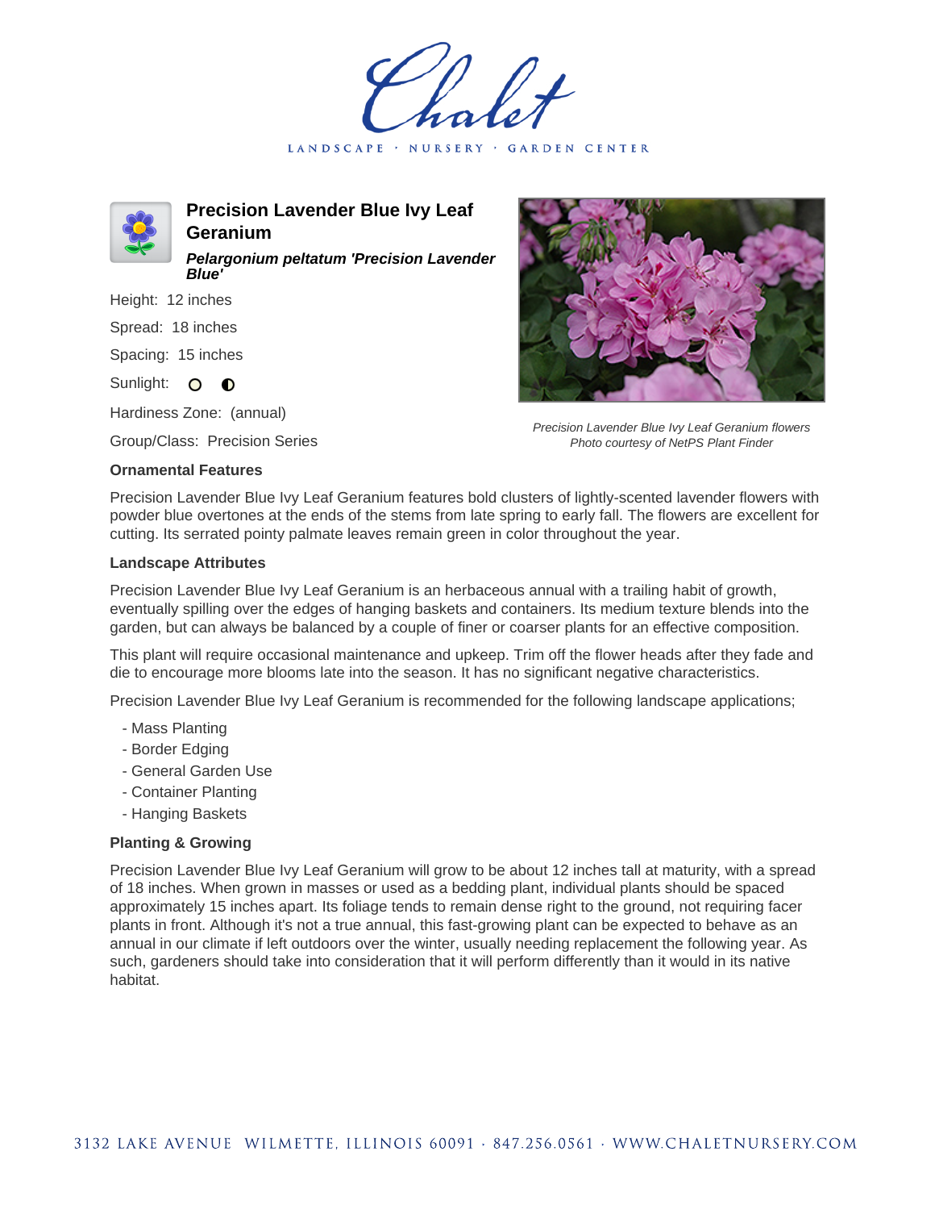Chalet

LANDSCAPE · NURSERY · GARDEN CENTER

# Precision Lavender Blue Ivy Leaf Geranium

***Pelargonium peltatum 'Precision Lavender Blue'***

Height: 12 inches

Spread: 18 inches

Spacing: 15 inches

Sunlight:

Hardiness Zone: (annual)

Group/Class: Precision Series

*Precision Lavender Blue Ivy Leaf Geranium flowers*
*Photo courtesy of NetPS Plant Finder*

### Ornamental Features

Precision Lavender Blue Ivy Leaf Geranium features bold clusters of lightly-scented lavender flowers with powder blue overtones at the ends of the stems from late spring to early fall. The flowers are excellent for cutting. Its serrated pointy palmate leaves remain green in color throughout the year.

### Landscape Attributes

Precision Lavender Blue Ivy Leaf Geranium is an herbaceous annual with a trailing habit of growth, eventually spilling over the edges of hanging baskets and containers. Its medium texture blends into the garden, but can always be balanced by a couple of finer or coarser plants for an effective composition.

This plant will require occasional maintenance and upkeep. Trim off the flower heads after they fade and die to encourage more blooms late into the season. It has no significant negative characteristics.

Precision Lavender Blue Ivy Leaf Geranium is recommended for the following landscape applications;

- Mass Planting
- Border Edging
- General Garden Use
- Container Planting
- Hanging Baskets

### Planting & Growing

Precision Lavender Blue Ivy Leaf Geranium will grow to be about 12 inches tall at maturity, with a spread of 18 inches. When grown in masses or used as a bedding plant, individual plants should be spaced approximately 15 inches apart. Its foliage tends to remain dense right to the ground, not requiring facer plants in front. Although it's not a true annual, this fast-growing plant can be expected to behave as an annual in our climate if left outdoors over the winter, usually needing replacement the following year. As such, gardeners should take into consideration that it will perform differently than it would in its native habitat.

3132 LAKE AVENUE WILMETTE, ILLINOIS 60091 · 847.256.0561 · WWW.CHALETNURSERY.COM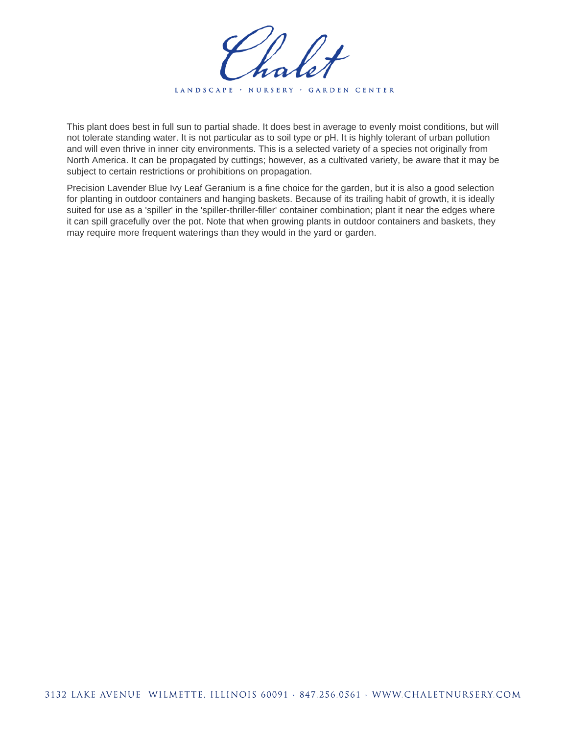This plant does best in full sun to partial shade. It does best in average to evenly moist conditions, but will not tolerate standing water. It is not particular as to soil type or pH. It is highly tolerant of urban pollution and will even thrive in inner city environments. This is a selected variety of a species not originally from North America. It can be propagated by cuttings; however, as a cultivated variety, be aware that it may be subject to certain restrictions or prohibitions on propagation.

Precision Lavender Blue Ivy Leaf Geranium is a fine choice for the garden, but it is also a good selection for planting in outdoor containers and hanging baskets. Because of its trailing habit of growth, it is ideally suited for use as a 'spiller' in the 'spiller-thriller-filler' container combination; plant it near the edges where it can spill gracefully over the pot. Note that when growing plants in outdoor containers and baskets, they may require more frequent waterings than they would in the yard or garden.